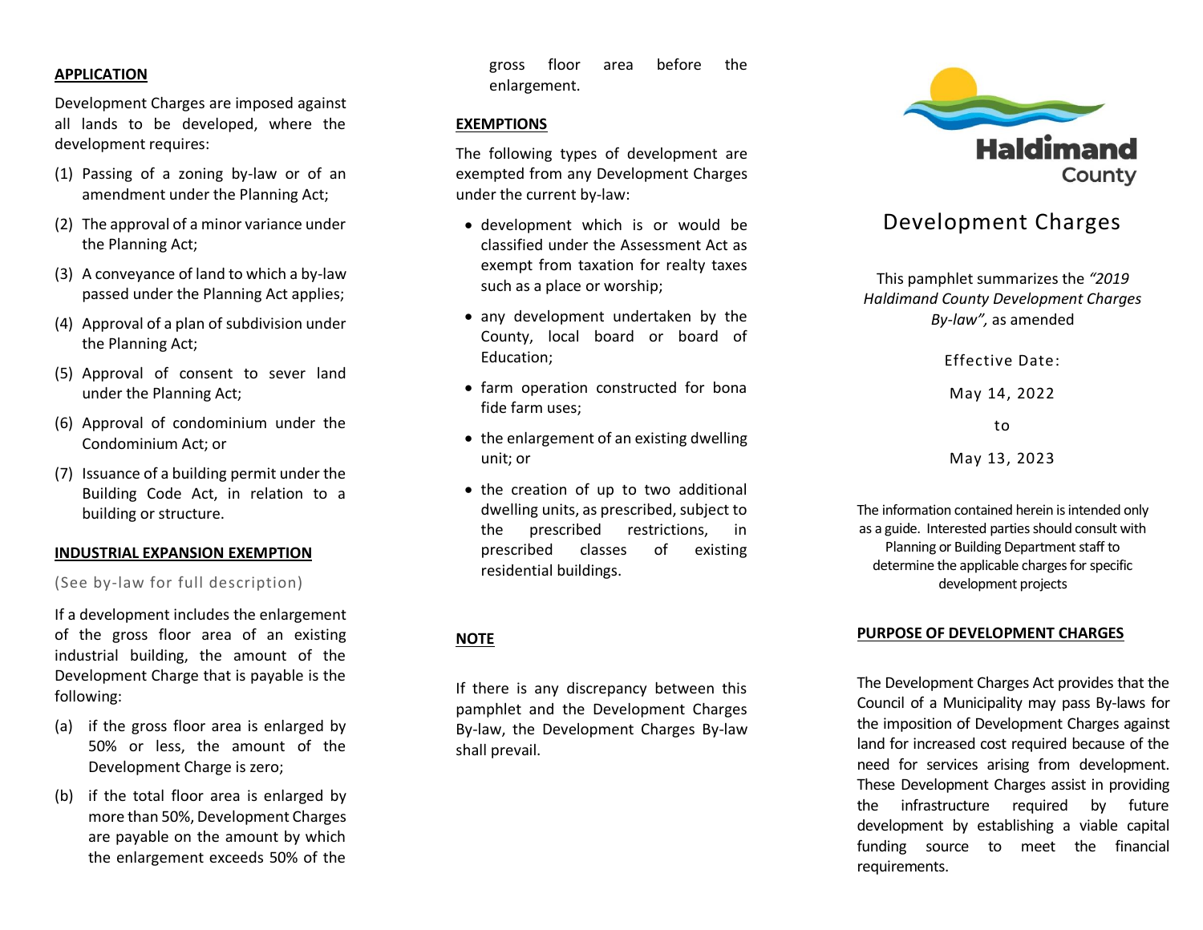## APPLICATION

Development Charges are imposed against all lands to be developed, where the development requires:

(1) Passing of a zoning by-law or of an amendment under the Planning Act;

(2) The approval of a minor variance under the Planning Act;

(3) A conveyance of land to which a by-law passed under the Planning Act applies;

(4) Approval of a plan of subdivision under the Planning Act;

(5) Approval of consent to sever land under the Planning Act;

(6) Approval of condominium under the Condominium Act; or

(7) Issuance of a building permit under the Building Code Act, in relation to a building or structure.

## INDUSTRIAL EXPANSION EXEMPTION

(See by-law for full description)

If a development includes the enlargement of the gross floor area of an existing industrial building, the amount of the Development Charge that is payable is the following:

(a) if the gross floor area is enlarged by 50% or less, the amount of the Development Charge is zero;

(b) if the total floor area is enlarged by more than 50%, Development Charges are payable on the amount by which the enlargement exceeds 50% of the gross floor area before the enlargement.

## EXEMPTIONS

The following types of development are exempted from any Development Charges under the current by-law:

- development which is or would be classified under the Assessment Act as exempt from taxation for realty taxes such as a place or worship;
- any development undertaken by the County, local board or board of Education;
- farm operation constructed for bona fide farm uses;
- the enlargement of an existing dwelling unit; or
- the creation of up to two additional dwelling units, as prescribed, subject to the prescribed restrictions, in prescribed classes of existing residential buildings.

## NOTE

If there is any discrepancy between this pamphlet and the Development Charges By-law, the Development Charges By-law shall prevail.

Haldimand County

# Development Charges

This pamphlet summarizes the *"2019 Haldimand County Development Charges By-law",* as amended

Effective Date:

May 14, 2022

to

May 13, 2023

The information contained herein is intended only as a guide. Interested parties should consult with Planning or Building Department staff to determine the applicable charges for specific development projects

## PURPOSE OF DEVELOPMENT CHARGES

The Development Charges Act provides that the Council of a Municipality may pass By-laws for the imposition of Development Charges against land for increased cost required because of the need for services arising from development. These Development Charges assist in providing the infrastructure required by future development by establishing a viable capital funding source to meet the financial requirements.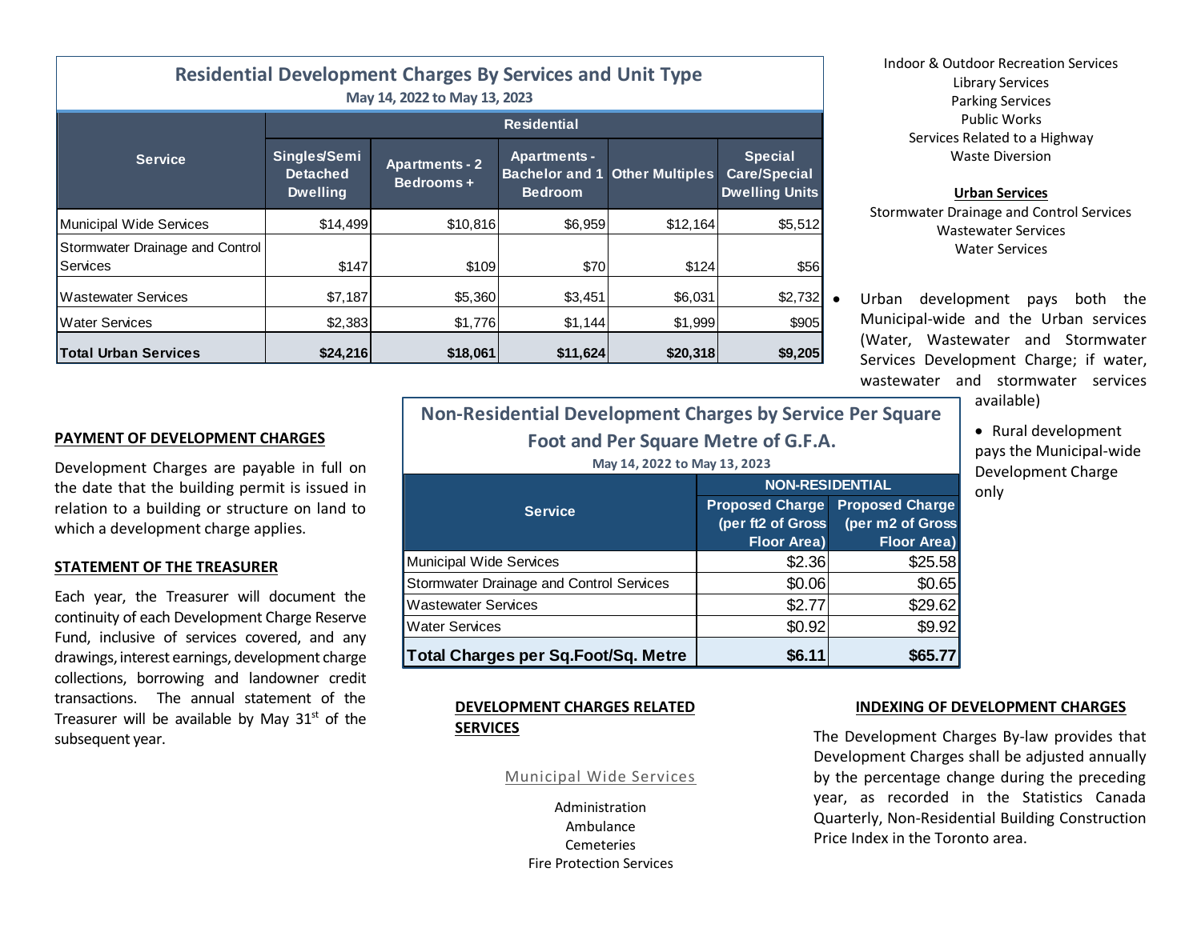## Residential Development Charges By Services and Unit Type

May 14, 2022 to May 13, 2023

| Service | Residential | | | | |
|---|---|---|---|---|---|
| | Singles/Semi Detached Dwelling | Apartments - 2 Bedrooms + | Apartments - Bachelor and 1 Bedroom | Other Multiples | Special Care/Special Dwelling Units |
| Municipal Wide Services | $14,499 | $10,816 | $6,959 | $12,164 | $5,512 |
| Stormwater Drainage and Control Services | $147 | $109 | $70 | $124 | $56 |
| Wastewater Services | $7,187 | $5,360 | $3,451 | $6,031 | $2,732 |
| Water Services | $2,383 | $1,776 | $1,144 | $1,999 | $905 |
| **Total Urban Services** | **$24,216** | **$18,061** | **$11,624** | **$20,318** | **$9,205** |

## Non-Residential Development Charges by Service Per Square Foot and Per Square Metre of G.F.A.

May 14, 2022 to May 13, 2023

| Service | NON-RESIDENTIAL | |
|---|---|---|
| | Proposed Charge (per ft2 of Gross Floor Area) | Proposed Charge (per m2 of Gross Floor Area) |
| Municipal Wide Services | $2.36 | $25.58 |
| Stormwater Drainage and Control Services | $0.06 | $0.65 |
| Wastewater Services | $2.77 | $29.62 |
| Water Services | $0.92 | $9.92 |
| **Total Charges per Sq.Foot/Sq. Metre** | **$6.11** | **$65.77** |

### PAYMENT OF DEVELOPMENT CHARGES

Development Charges are payable in full on the date that the building permit is issued in relation to a building or structure on land to which a development charge applies.

### STATEMENT OF THE TREASURER

Each year, the Treasurer will document the continuity of each Development Charge Reserve Fund, inclusive of services covered, and any drawings, interest earnings, development charge collections, borrowing and landowner credit transactions. The annual statement of the Treasurer will be available by May 31st of the subsequent year.

### DEVELOPMENT CHARGES RELATED SERVICES

Municipal Wide Services

Administration
Ambulance
Cemeteries
Fire Protection Services
Indoor & Outdoor Recreation Services
Library Services
Parking Services
Public Works
Services Related to a Highway
Waste Diversion

**Urban Services**

Stormwater Drainage and Control Services
Wastewater Services
Water Services

- Urban development pays both the Municipal-wide and the Urban services (Water, Wastewater and Stormwater Services Development Charge; if water, wastewater and stormwater services available)
- Rural development pays the Municipal-wide Development Charge only

### INDEXING OF DEVELOPMENT CHARGES

The Development Charges By-law provides that Development Charges shall be adjusted annually by the percentage change during the preceding year, as recorded in the Statistics Canada Quarterly, Non-Residential Building Construction Price Index in the Toronto area.